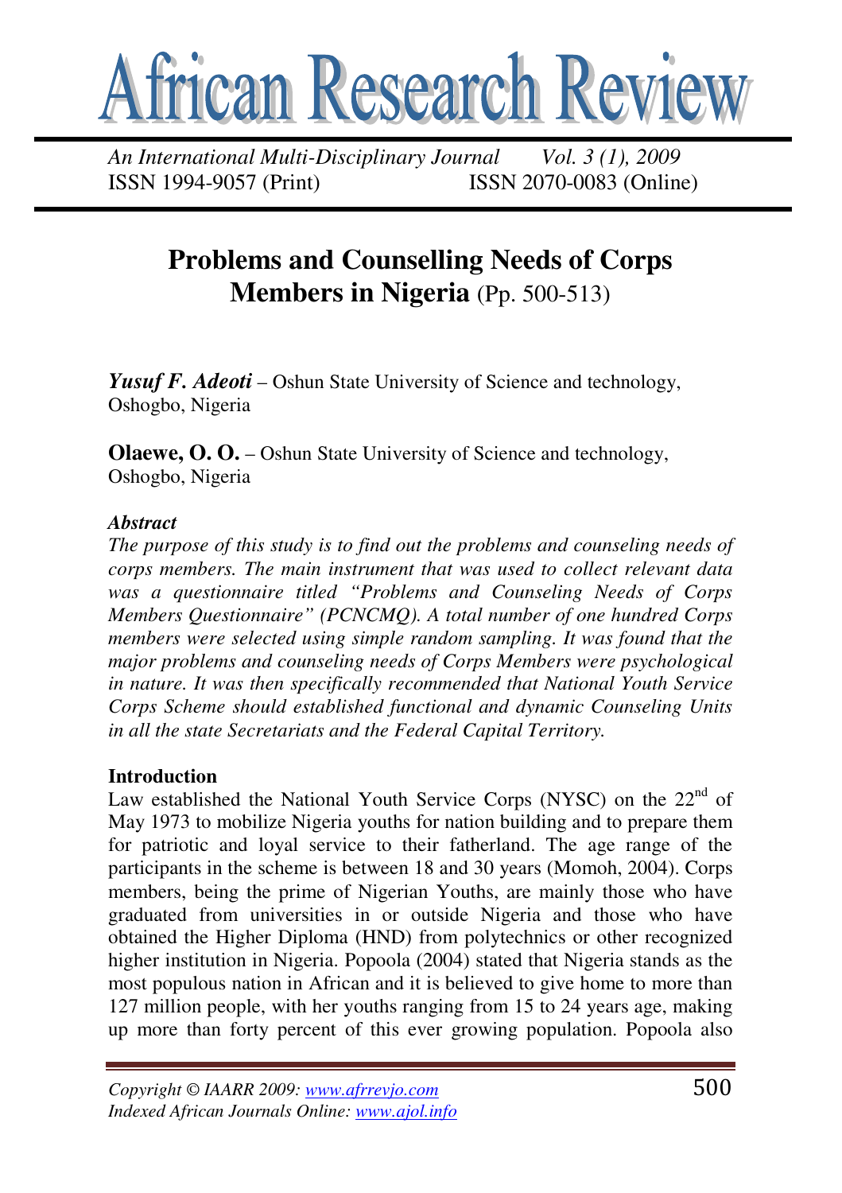# Problems and Counselling Needs of Corps Members in Nigeria (Pp. 500-513)

***Yusuf F. Adeoti*** – Oshun State University of Science and technology, Oshogbo, Nigeria

**Olaewe, O. O.** – Oshun State University of Science and technology, Oshogbo, Nigeria

***Abstract***

*The purpose of this study is to find out the problems and counseling needs of corps members. The main instrument that was used to collect relevant data was a questionnaire titled "Problems and Counseling Needs of Corps Members Questionnaire" (PCNCMQ). A total number of one hundred Corps members were selected using simple random sampling. It was found that the major problems and counseling needs of Corps Members were psychological in nature. It was then specifically recommended that National Youth Service Corps Scheme should established functional and dynamic Counseling Units in all the state Secretariats and the Federal Capital Territory.*

**Introduction**

Law established the National Youth Service Corps (NYSC) on the 22nd of May 1973 to mobilize Nigeria youths for nation building and to prepare them for patriotic and loyal service to their fatherland. The age range of the participants in the scheme is between 18 and 30 years (Momoh, 2004). Corps members, being the prime of Nigerian Youths, are mainly those who have graduated from universities in or outside Nigeria and those who have obtained the Higher Diploma (HND) from polytechnics or other recognized higher institution in Nigeria. Popoola (2004) stated that Nigeria stands as the most populous nation in African and it is believed to give home to more than 127 million people, with her youths ranging from 15 to 24 years age, making up more than forty percent of this ever growing population. Popoola also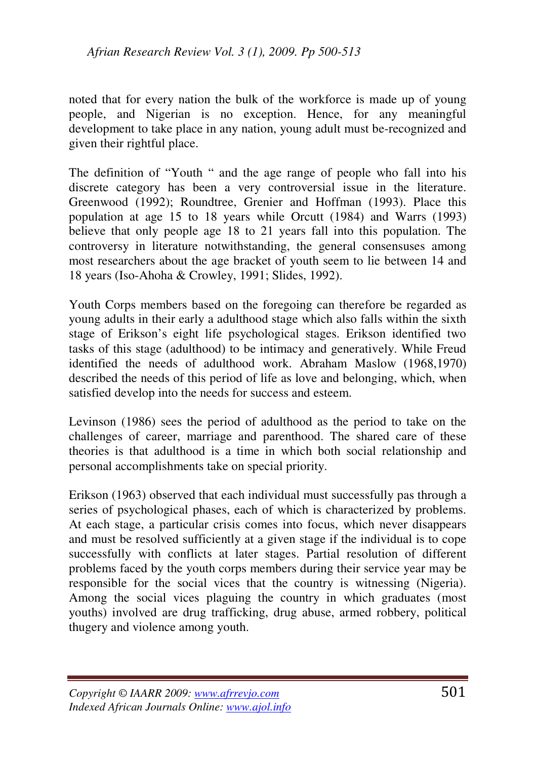noted that for every nation the bulk of the workforce is made up of young people, and Nigerian is no exception. Hence, for any meaningful development to take place in any nation, young adult must be-recognized and given their rightful place.

The definition of "Youth " and the age range of people who fall into his discrete category has been a very controversial issue in the literature. Greenwood (1992); Roundtree, Grenier and Hoffman (1993). Place this population at age 15 to 18 years while Orcutt (1984) and Warrs (1993) believe that only people age 18 to 21 years fall into this population. The controversy in literature notwithstanding, the general consensuses among most researchers about the age bracket of youth seem to lie between 14 and 18 years (Iso-Ahoha & Crowley, 1991; Slides, 1992).

Youth Corps members based on the foregoing can therefore be regarded as young adults in their early a adulthood stage which also falls within the sixth stage of Erikson's eight life psychological stages. Erikson identified two tasks of this stage (adulthood) to be intimacy and generatively. While Freud identified the needs of adulthood work. Abraham Maslow (1968,1970) described the needs of this period of life as love and belonging, which, when satisfied develop into the needs for success and esteem.

Levinson (1986) sees the period of adulthood as the period to take on the challenges of career, marriage and parenthood. The shared care of these theories is that adulthood is a time in which both social relationship and personal accomplishments take on special priority.

Erikson (1963) observed that each individual must successfully pas through a series of psychological phases, each of which is characterized by problems. At each stage, a particular crisis comes into focus, which never disappears and must be resolved sufficiently at a given stage if the individual is to cope successfully with conflicts at later stages. Partial resolution of different problems faced by the youth corps members during their service year may be responsible for the social vices that the country is witnessing (Nigeria). Among the social vices plaguing the country in which graduates (most youths) involved are drug trafficking, drug abuse, armed robbery, political thugery and violence among youth.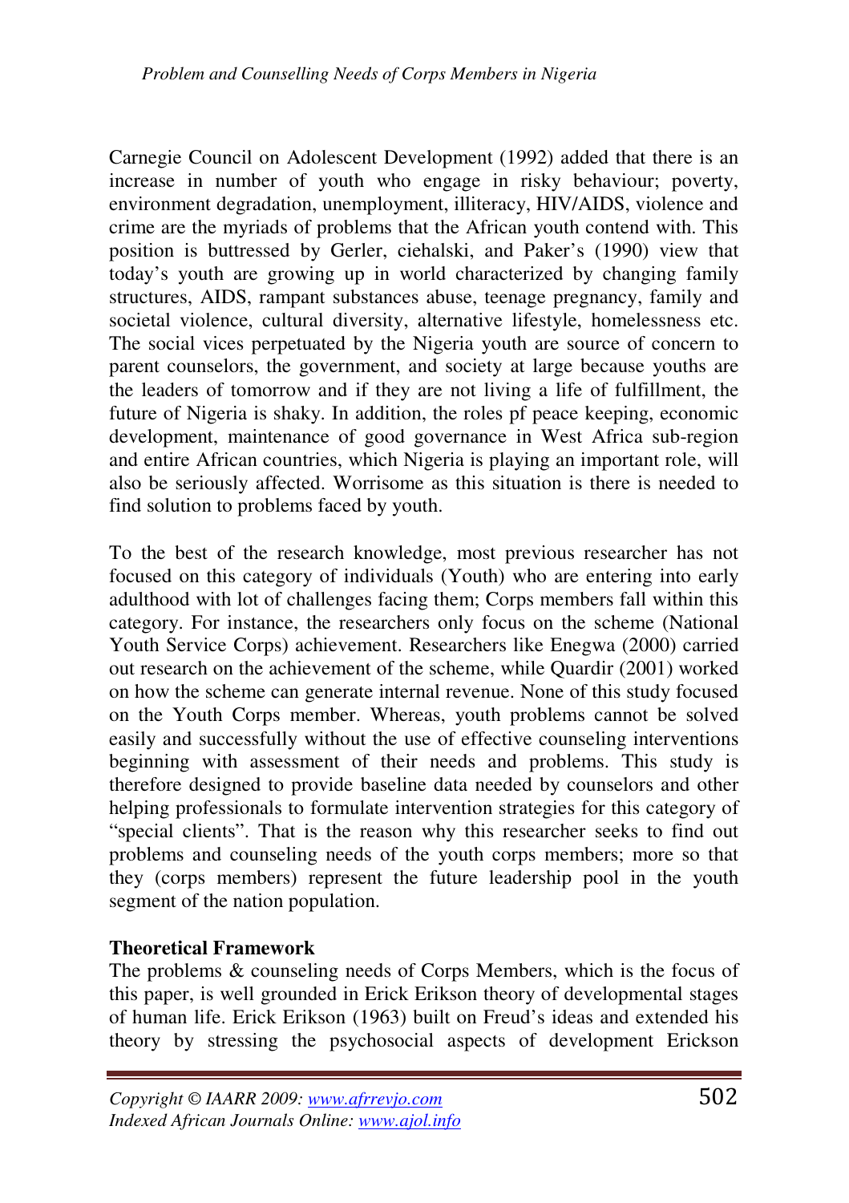Carnegie Council on Adolescent Development (1992) added that there is an increase in number of youth who engage in risky behaviour; poverty, environment degradation, unemployment, illiteracy, HIV/AIDS, violence and crime are the myriads of problems that the African youth contend with. This position is buttressed by Gerler, ciehalski, and Paker's (1990) view that today's youth are growing up in world characterized by changing family structures, AIDS, rampant substances abuse, teenage pregnancy, family and societal violence, cultural diversity, alternative lifestyle, homelessness etc. The social vices perpetuated by the Nigeria youth are source of concern to parent counselors, the government, and society at large because youths are the leaders of tomorrow and if they are not living a life of fulfillment, the future of Nigeria is shaky. In addition, the roles pf peace keeping, economic development, maintenance of good governance in West Africa sub-region and entire African countries, which Nigeria is playing an important role, will also be seriously affected. Worrisome as this situation is there is needed to find solution to problems faced by youth.

To the best of the research knowledge, most previous researcher has not focused on this category of individuals (Youth) who are entering into early adulthood with lot of challenges facing them; Corps members fall within this category. For instance, the researchers only focus on the scheme (National Youth Service Corps) achievement. Researchers like Enegwa (2000) carried out research on the achievement of the scheme, while Quardir (2001) worked on how the scheme can generate internal revenue. None of this study focused on the Youth Corps member. Whereas, youth problems cannot be solved easily and successfully without the use of effective counseling interventions beginning with assessment of their needs and problems. This study is therefore designed to provide baseline data needed by counselors and other helping professionals to formulate intervention strategies for this category of "special clients". That is the reason why this researcher seeks to find out problems and counseling needs of the youth corps members; more so that they (corps members) represent the future leadership pool in the youth segment of the nation population.

**Theoretical Framework**

The problems & counseling needs of Corps Members, which is the focus of this paper, is well grounded in Erick Erikson theory of developmental stages of human life. Erick Erikson (1963) built on Freud's ideas and extended his theory by stressing the psychosocial aspects of development Erickson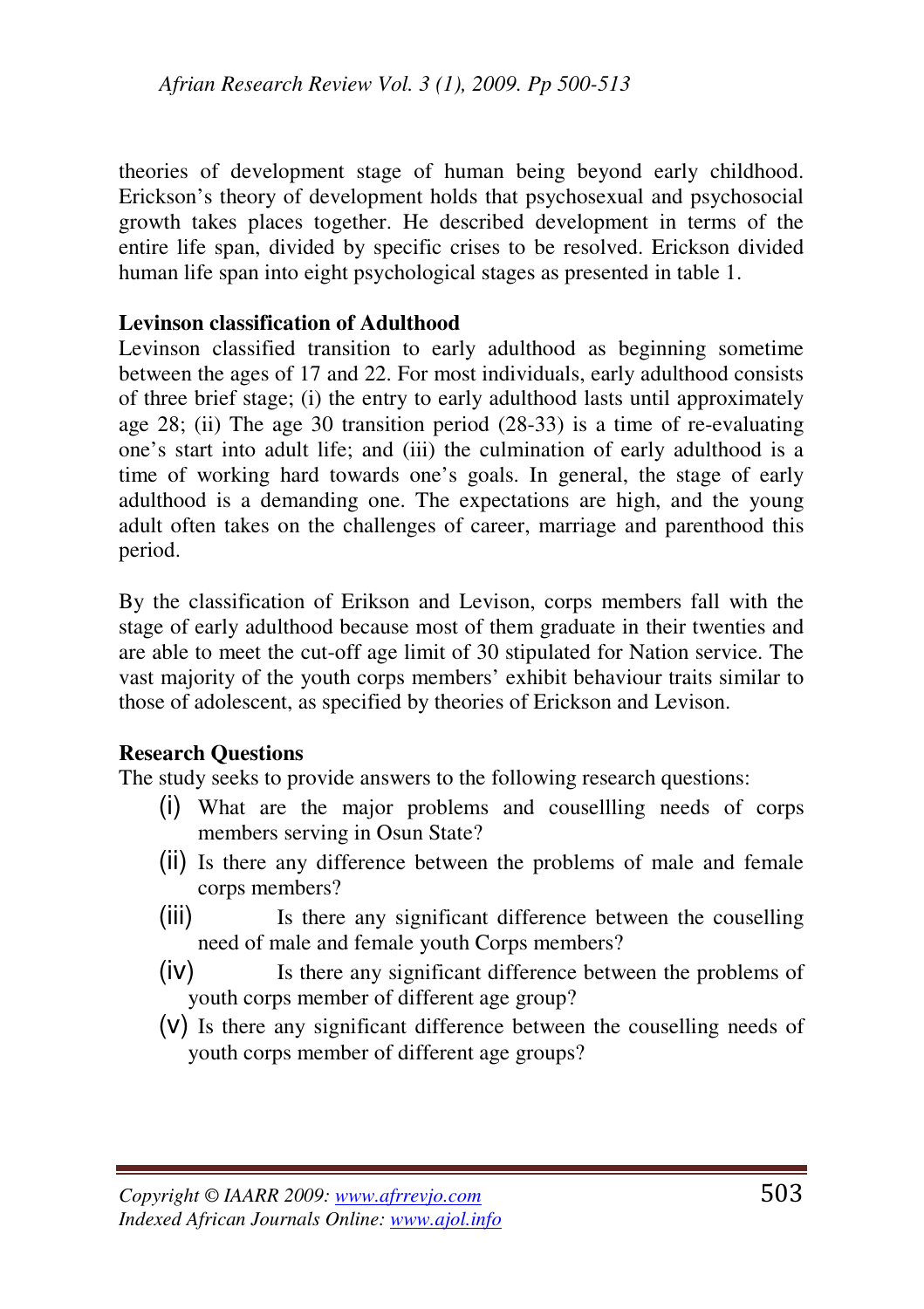theories of development stage of human being beyond early childhood. Erickson's theory of development holds that psychosexual and psychosocial growth takes places together. He described development in terms of the entire life span, divided by specific crises to be resolved. Erickson divided human life span into eight psychological stages as presented in table 1.

**Levinson classification of Adulthood**

Levinson classified transition to early adulthood as beginning sometime between the ages of 17 and 22. For most individuals, early adulthood consists of three brief stage; (i) the entry to early adulthood lasts until approximately age 28; (ii) The age 30 transition period (28-33) is a time of re-evaluating one's start into adult life; and (iii) the culmination of early adulthood is a time of working hard towards one's goals. In general, the stage of early adulthood is a demanding one. The expectations are high, and the young adult often takes on the challenges of career, marriage and parenthood this period.

By the classification of Erikson and Levison, corps members fall with the stage of early adulthood because most of them graduate in their twenties and are able to meet the cut-off age limit of 30 stipulated for Nation service. The vast majority of the youth corps members' exhibit behaviour traits similar to those of adolescent, as specified by theories of Erickson and Levison.

**Research Questions**

The study seeks to provide answers to the following research questions:

(i) What are the major problems and cousellling needs of corps members serving in Osun State?
(ii) Is there any difference between the problems of male and female corps members?
(iii) Is there any significant difference between the couselling need of male and female youth Corps members?
(iv) Is there any significant difference between the problems of youth corps member of different age group?
(v) Is there any significant difference between the couselling needs of youth corps member of different age groups?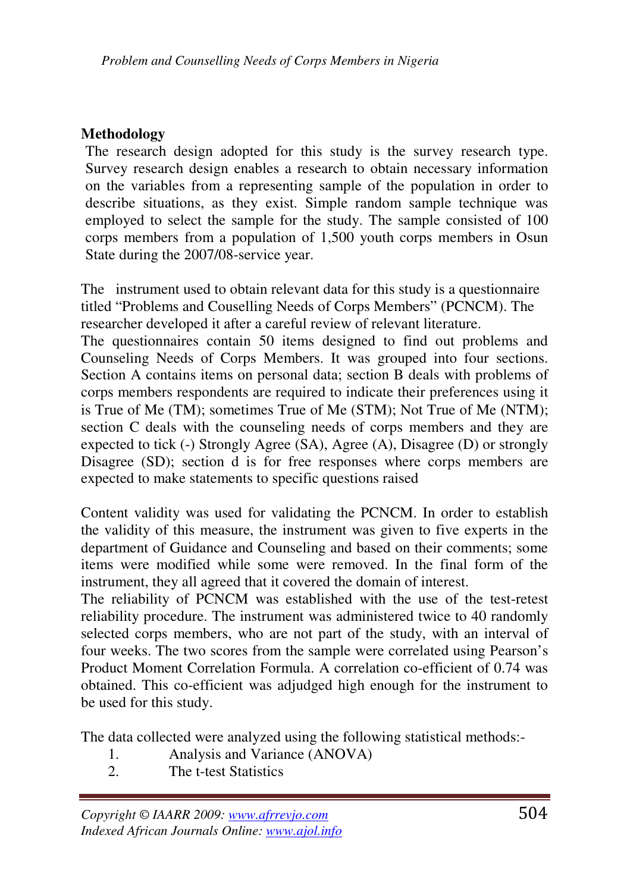**Methodology**

The research design adopted for this study is the survey research type. Survey research design enables a research to obtain necessary information on the variables from a representing sample of the population in order to describe situations, as they exist. Simple random sample technique was employed to select the sample for the study. The sample consisted of 100 corps members from a population of 1,500 youth corps members in Osun State during the 2007/08-service year.

The instrument used to obtain relevant data for this study is a questionnaire titled "Problems and Couselling Needs of Corps Members" (PCNCM). The researcher developed it after a careful review of relevant literature.

The questionnaires contain 50 items designed to find out problems and Counseling Needs of Corps Members. It was grouped into four sections. Section A contains items on personal data; section B deals with problems of corps members respondents are required to indicate their preferences using it is True of Me (TM); sometimes True of Me (STM); Not True of Me (NTM); section C deals with the counseling needs of corps members and they are expected to tick (-) Strongly Agree (SA), Agree (A), Disagree (D) or strongly Disagree (SD); section d is for free responses where corps members are expected to make statements to specific questions raised

Content validity was used for validating the PCNCM. In order to establish the validity of this measure, the instrument was given to five experts in the department of Guidance and Counseling and based on their comments; some items were modified while some were removed. In the final form of the instrument, they all agreed that it covered the domain of interest.

The reliability of PCNCM was established with the use of the test-retest reliability procedure. The instrument was administered twice to 40 randomly selected corps members, who are not part of the study, with an interval of four weeks. The two scores from the sample were correlated using Pearson's Product Moment Correlation Formula. A correlation co-efficient of 0.74 was obtained. This co-efficient was adjudged high enough for the instrument to be used for this study.

The data collected were analyzed using the following statistical methods:-

1. Analysis and Variance (ANOVA)
2. The t-test Statistics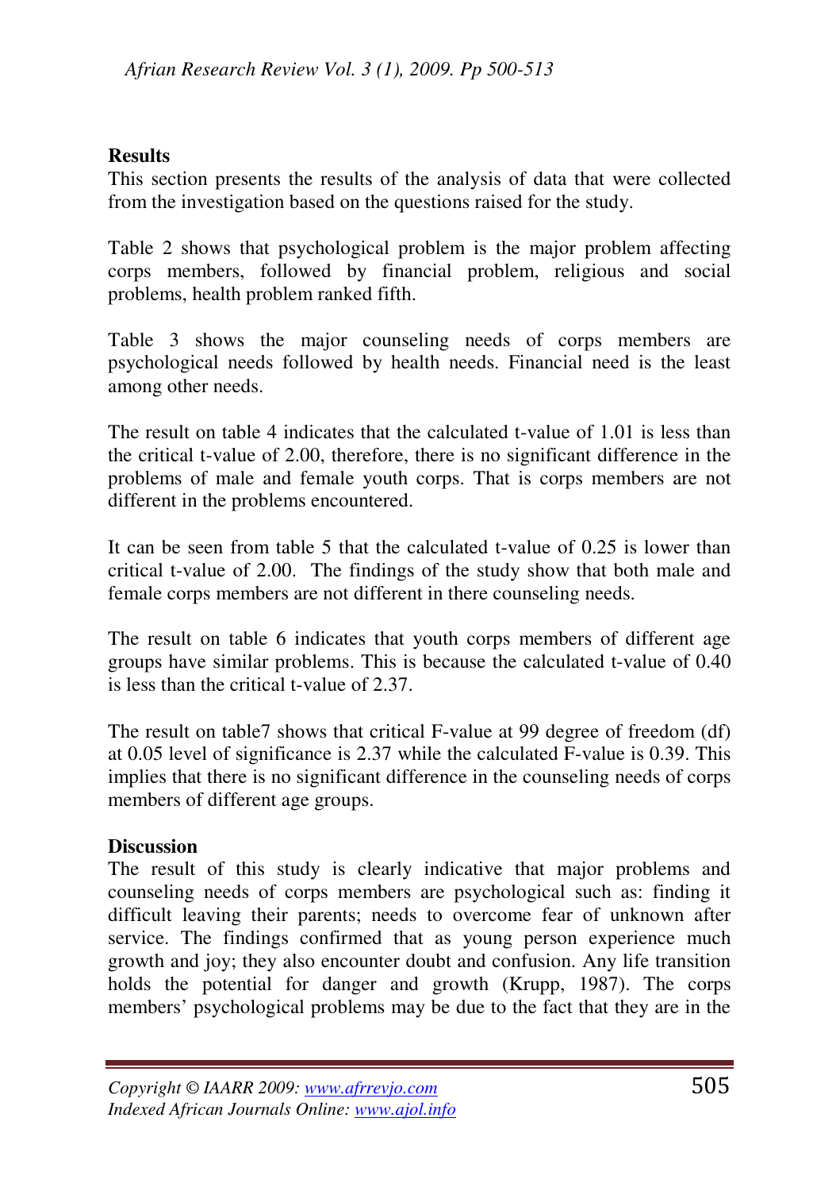**Results**

This section presents the results of the analysis of data that were collected from the investigation based on the questions raised for the study.

Table 2 shows that psychological problem is the major problem affecting corps members, followed by financial problem, religious and social problems, health problem ranked fifth.

Table 3 shows the major counseling needs of corps members are psychological needs followed by health needs. Financial need is the least among other needs.

The result on table 4 indicates that the calculated t-value of 1.01 is less than the critical t-value of 2.00, therefore, there is no significant difference in the problems of male and female youth corps. That is corps members are not different in the problems encountered.

It can be seen from table 5 that the calculated t-value of 0.25 is lower than critical t-value of 2.00. The findings of the study show that both male and female corps members are not different in there counseling needs.

The result on table 6 indicates that youth corps members of different age groups have similar problems. This is because the calculated t-value of 0.40 is less than the critical t-value of 2.37.

The result on table7 shows that critical F-value at 99 degree of freedom (df) at 0.05 level of significance is 2.37 while the calculated F-value is 0.39. This implies that there is no significant difference in the counseling needs of corps members of different age groups.

**Discussion**

The result of this study is clearly indicative that major problems and counseling needs of corps members are psychological such as: finding it difficult leaving their parents; needs to overcome fear of unknown after service. The findings confirmed that as young person experience much growth and joy; they also encounter doubt and confusion. Any life transition holds the potential for danger and growth (Krupp, 1987). The corps members' psychological problems may be due to the fact that they are in the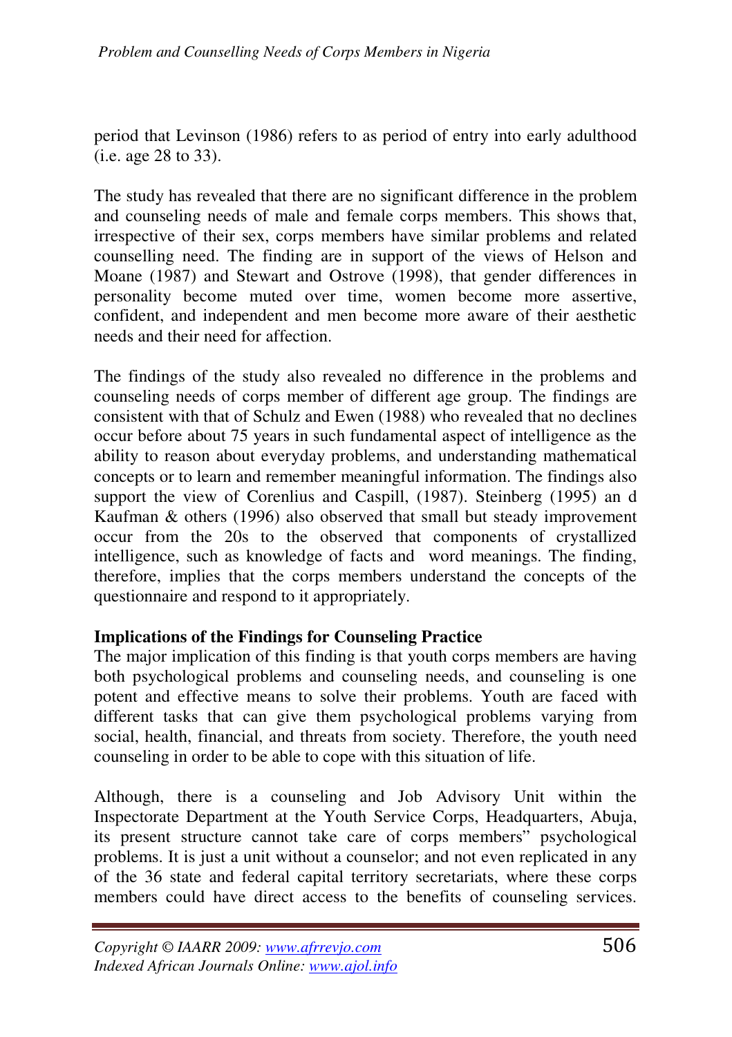period that Levinson (1986) refers to as period of entry into early adulthood (i.e. age 28 to 33).

The study has revealed that there are no significant difference in the problem and counseling needs of male and female corps members. This shows that, irrespective of their sex, corps members have similar problems and related counselling need. The finding are in support of the views of Helson and Moane (1987) and Stewart and Ostrove (1998), that gender differences in personality become muted over time, women become more assertive, confident, and independent and men become more aware of their aesthetic needs and their need for affection.

The findings of the study also revealed no difference in the problems and counseling needs of corps member of different age group. The findings are consistent with that of Schulz and Ewen (1988) who revealed that no declines occur before about 75 years in such fundamental aspect of intelligence as the ability to reason about everyday problems, and understanding mathematical concepts or to learn and remember meaningful information. The findings also support the view of Corenlius and Caspill, (1987). Steinberg (1995) an d Kaufman & others (1996) also observed that small but steady improvement occur from the 20s to the observed that components of crystallized intelligence, such as knowledge of facts and word meanings. The finding, therefore, implies that the corps members understand the concepts of the questionnaire and respond to it appropriately.

**Implications of the Findings for Counseling Practice**

The major implication of this finding is that youth corps members are having both psychological problems and counseling needs, and counseling is one potent and effective means to solve their problems. Youth are faced with different tasks that can give them psychological problems varying from social, health, financial, and threats from society. Therefore, the youth need counseling in order to be able to cope with this situation of life.

Although, there is a counseling and Job Advisory Unit within the Inspectorate Department at the Youth Service Corps, Headquarters, Abuja, its present structure cannot take care of corps members" psychological problems. It is just a unit without a counselor; and not even replicated in any of the 36 state and federal capital territory secretariats, where these corps members could have direct access to the benefits of counseling services.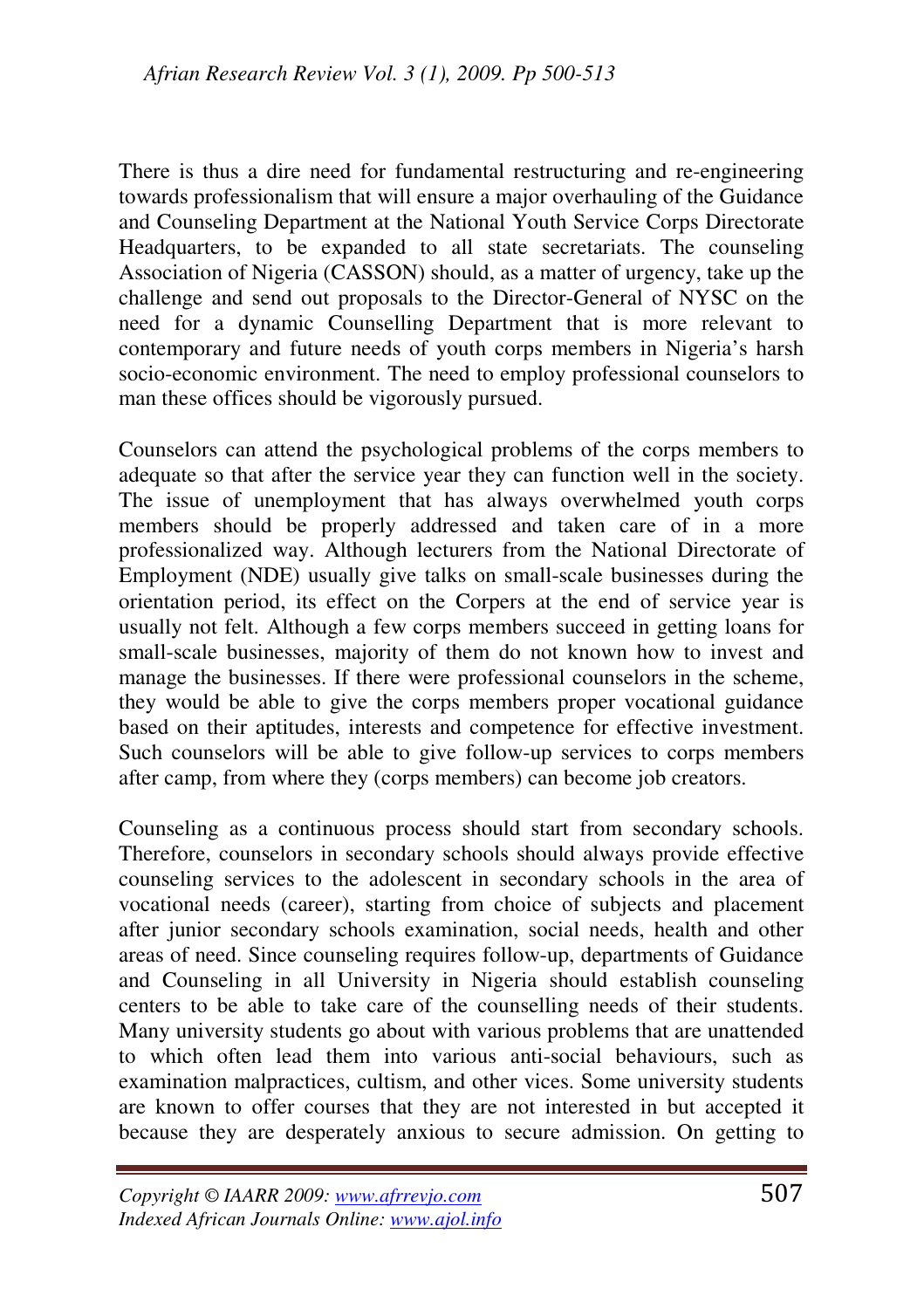There is thus a dire need for fundamental restructuring and re-engineering towards professionalism that will ensure a major overhauling of the Guidance and Counseling Department at the National Youth Service Corps Directorate Headquarters, to be expanded to all state secretariats. The counseling Association of Nigeria (CASSON) should, as a matter of urgency, take up the challenge and send out proposals to the Director-General of NYSC on the need for a dynamic Counselling Department that is more relevant to contemporary and future needs of youth corps members in Nigeria's harsh socio-economic environment. The need to employ professional counselors to man these offices should be vigorously pursued.

Counselors can attend the psychological problems of the corps members to adequate so that after the service year they can function well in the society. The issue of unemployment that has always overwhelmed youth corps members should be properly addressed and taken care of in a more professionalized way. Although lecturers from the National Directorate of Employment (NDE) usually give talks on small-scale businesses during the orientation period, its effect on the Corpers at the end of service year is usually not felt. Although a few corps members succeed in getting loans for small-scale businesses, majority of them do not known how to invest and manage the businesses. If there were professional counselors in the scheme, they would be able to give the corps members proper vocational guidance based on their aptitudes, interests and competence for effective investment. Such counselors will be able to give follow-up services to corps members after camp, from where they (corps members) can become job creators.

Counseling as a continuous process should start from secondary schools. Therefore, counselors in secondary schools should always provide effective counseling services to the adolescent in secondary schools in the area of vocational needs (career), starting from choice of subjects and placement after junior secondary schools examination, social needs, health and other areas of need. Since counseling requires follow-up, departments of Guidance and Counseling in all University in Nigeria should establish counseling centers to be able to take care of the counselling needs of their students. Many university students go about with various problems that are unattended to which often lead them into various anti-social behaviours, such as examination malpractices, cultism, and other vices. Some university students are known to offer courses that they are not interested in but accepted it because they are desperately anxious to secure admission. On getting to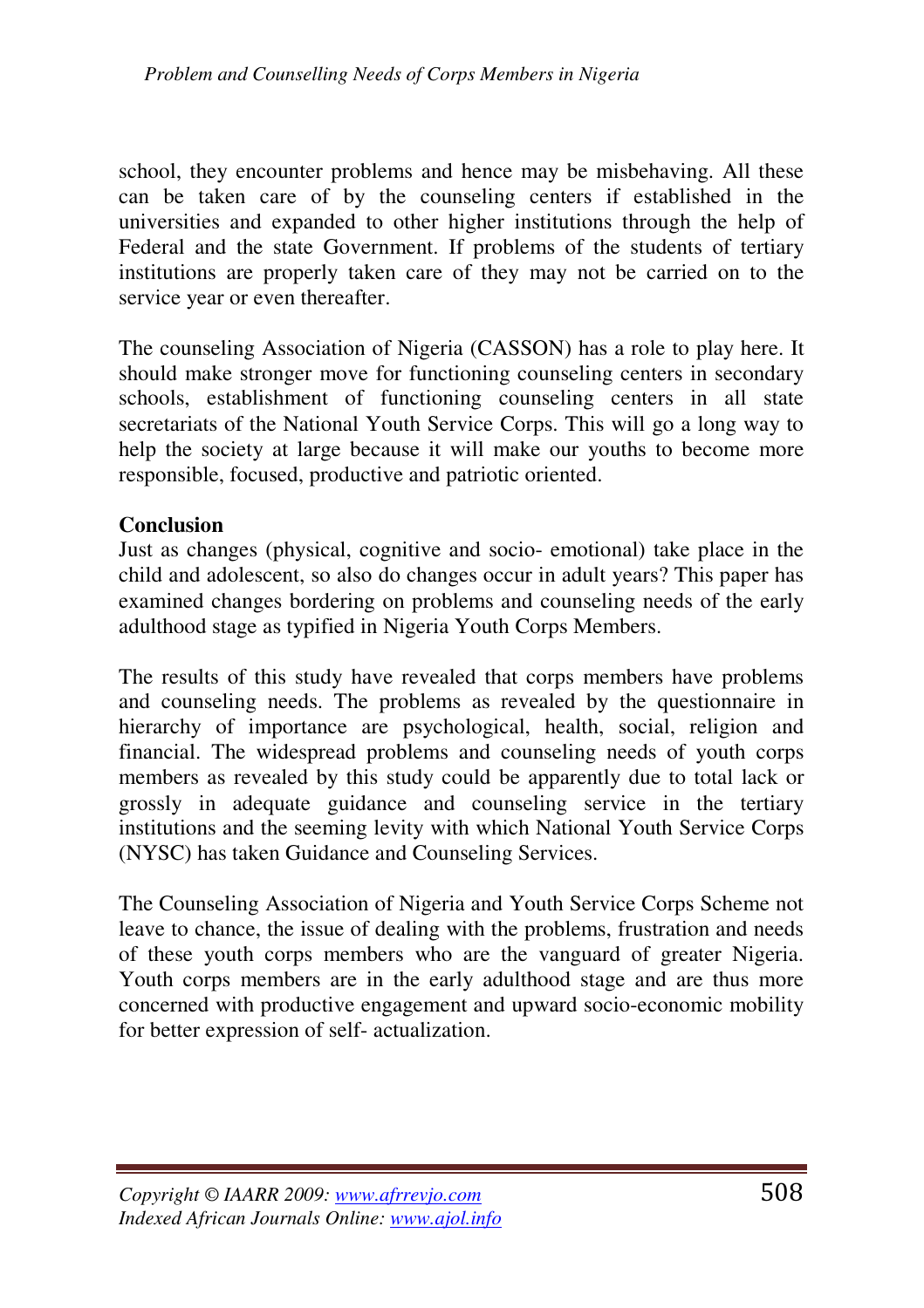school, they encounter problems and hence may be misbehaving. All these can be taken care of by the counseling centers if established in the universities and expanded to other higher institutions through the help of Federal and the state Government. If problems of the students of tertiary institutions are properly taken care of they may not be carried on to the service year or even thereafter.

The counseling Association of Nigeria (CASSON) has a role to play here. It should make stronger move for functioning counseling centers in secondary schools, establishment of functioning counseling centers in all state secretariats of the National Youth Service Corps. This will go a long way to help the society at large because it will make our youths to become more responsible, focused, productive and patriotic oriented.

**Conclusion**

Just as changes (physical, cognitive and socio- emotional) take place in the child and adolescent, so also do changes occur in adult years? This paper has examined changes bordering on problems and counseling needs of the early adulthood stage as typified in Nigeria Youth Corps Members.

The results of this study have revealed that corps members have problems and counseling needs. The problems as revealed by the questionnaire in hierarchy of importance are psychological, health, social, religion and financial. The widespread problems and counseling needs of youth corps members as revealed by this study could be apparently due to total lack or grossly in adequate guidance and counseling service in the tertiary institutions and the seeming levity with which National Youth Service Corps (NYSC) has taken Guidance and Counseling Services.

The Counseling Association of Nigeria and Youth Service Corps Scheme not leave to chance, the issue of dealing with the problems, frustration and needs of these youth corps members who are the vanguard of greater Nigeria. Youth corps members are in the early adulthood stage and are thus more concerned with productive engagement and upward socio-economic mobility for better expression of self- actualization.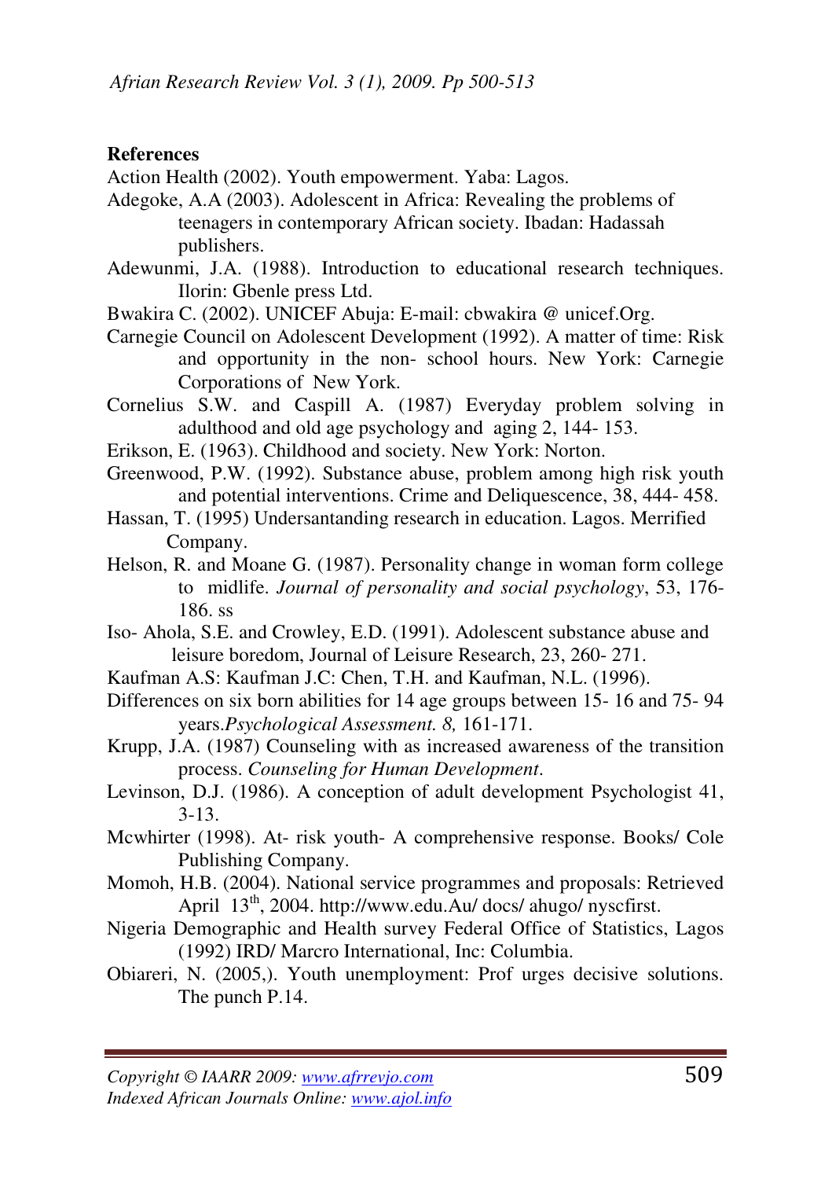**References**

Action Health (2002). Youth empowerment. Yaba: Lagos.

Adegoke, A.A (2003). Adolescent in Africa: Revealing the problems of teenagers in contemporary African society. Ibadan: Hadassah publishers.

Adewunmi, J.A. (1988). Introduction to educational research techniques. Ilorin: Gbenle press Ltd.

Bwakira C. (2002). UNICEF Abuja: E-mail: cbwakira @ unicef.Org.

Carnegie Council on Adolescent Development (1992). A matter of time: Risk and opportunity in the non- school hours. New York: Carnegie Corporations of New York.

Cornelius S.W. and Caspill A. (1987) Everyday problem solving in adulthood and old age psychology and aging 2, 144- 153.

Erikson, E. (1963). Childhood and society. New York: Norton.

Greenwood, P.W. (1992). Substance abuse, problem among high risk youth and potential interventions. Crime and Deliquescence, 38, 444- 458.

Hassan, T. (1995) Undersantanding research in education. Lagos. Merrified Company.

Helson, R. and Moane G. (1987). Personality change in woman form college to midlife. *Journal of personality and social psychology*, 53, 176-186. ss

Iso- Ahola, S.E. and Crowley, E.D. (1991). Adolescent substance abuse and leisure boredom, Journal of Leisure Research, 23, 260- 271.

Kaufman A.S: Kaufman J.C: Chen, T.H. and Kaufman, N.L. (1996).
Differences on six born abilities for 14 age groups between 15- 16 and 75- 94 years.*Psychological Assessment. 8,* 161-171.

Krupp, J.A. (1987) Counseling with as increased awareness of the transition process. *Counseling for Human Development*.

Levinson, D.J. (1986). A conception of adult development Psychologist 41, 3-13.

Mcwhirter (1998). At- risk youth- A comprehensive response. Books/ Cole Publishing Company.

Momoh, H.B. (2004). National service programmes and proposals: Retrieved April 13th, 2004. http://www.edu.Au/ docs/ ahugo/ nyscfirst.

Nigeria Demographic and Health survey Federal Office of Statistics, Lagos (1992) IRD/ Marcro International, Inc: Columbia.

Obiareri, N. (2005,). Youth unemployment: Prof urges decisive solutions. The punch P.14.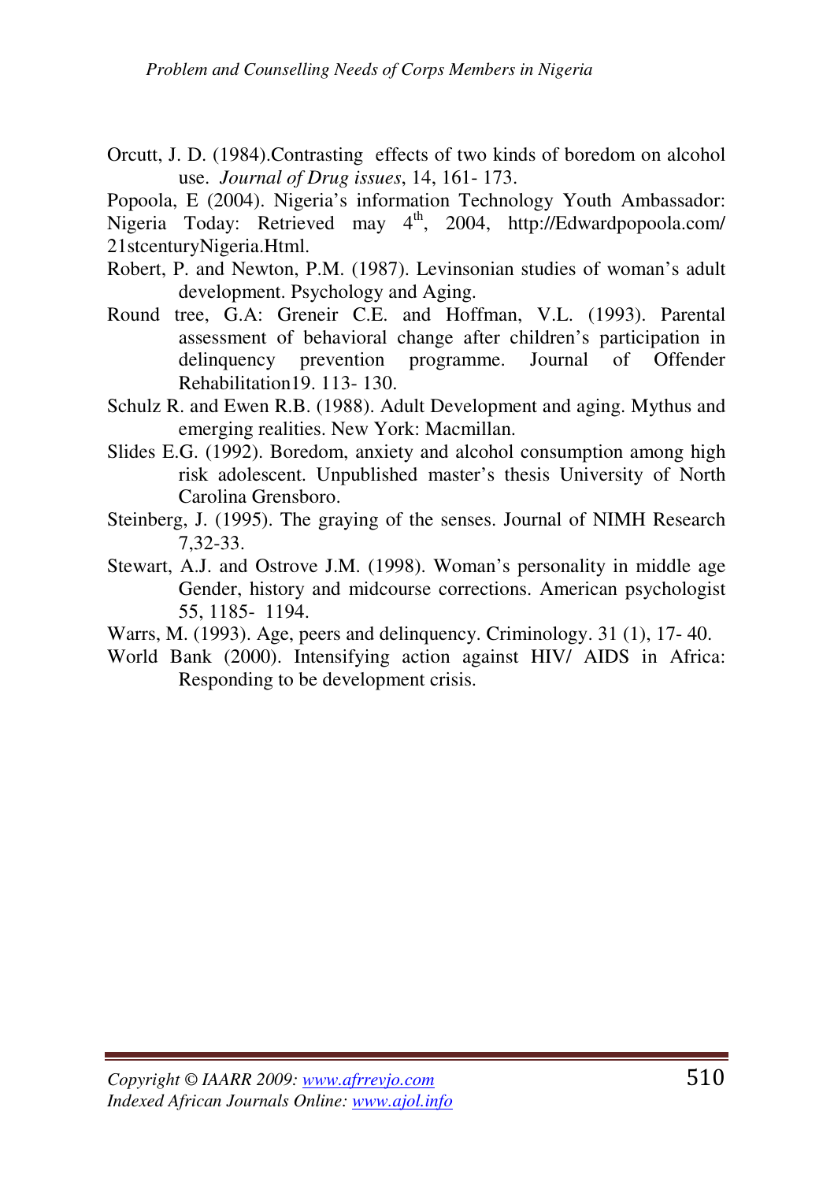Orcutt, J. D. (1984).Contrasting effects of two kinds of boredom on alcohol use. *Journal of Drug issues*, 14, 161- 173.

Popoola, E (2004). Nigeria's information Technology Youth Ambassador: Nigeria Today: Retrieved may 4th, 2004, http://Edwardpopoola.com/ 21stcenturyNigeria.Html.

Robert, P. and Newton, P.M. (1987). Levinsonian studies of woman's adult development. Psychology and Aging.

Round tree, G.A: Greneir C.E. and Hoffman, V.L. (1993). Parental assessment of behavioral change after children's participation in delinquency prevention programme. Journal of Offender Rehabilitation19. 113- 130.

Schulz R. and Ewen R.B. (1988). Adult Development and aging. Mythus and emerging realities. New York: Macmillan.

Slides E.G. (1992). Boredom, anxiety and alcohol consumption among high risk adolescent. Unpublished master's thesis University of North Carolina Grensboro.

Steinberg, J. (1995). The graying of the senses. Journal of NIMH Research 7,32-33.

Stewart, A.J. and Ostrove J.M. (1998). Woman's personality in middle age Gender, history and midcourse corrections. American psychologist 55, 1185- 1194.

Warrs, M. (1993). Age, peers and delinquency. Criminology. 31 (1), 17- 40.

World Bank (2000). Intensifying action against HIV/ AIDS in Africa: Responding to be development crisis.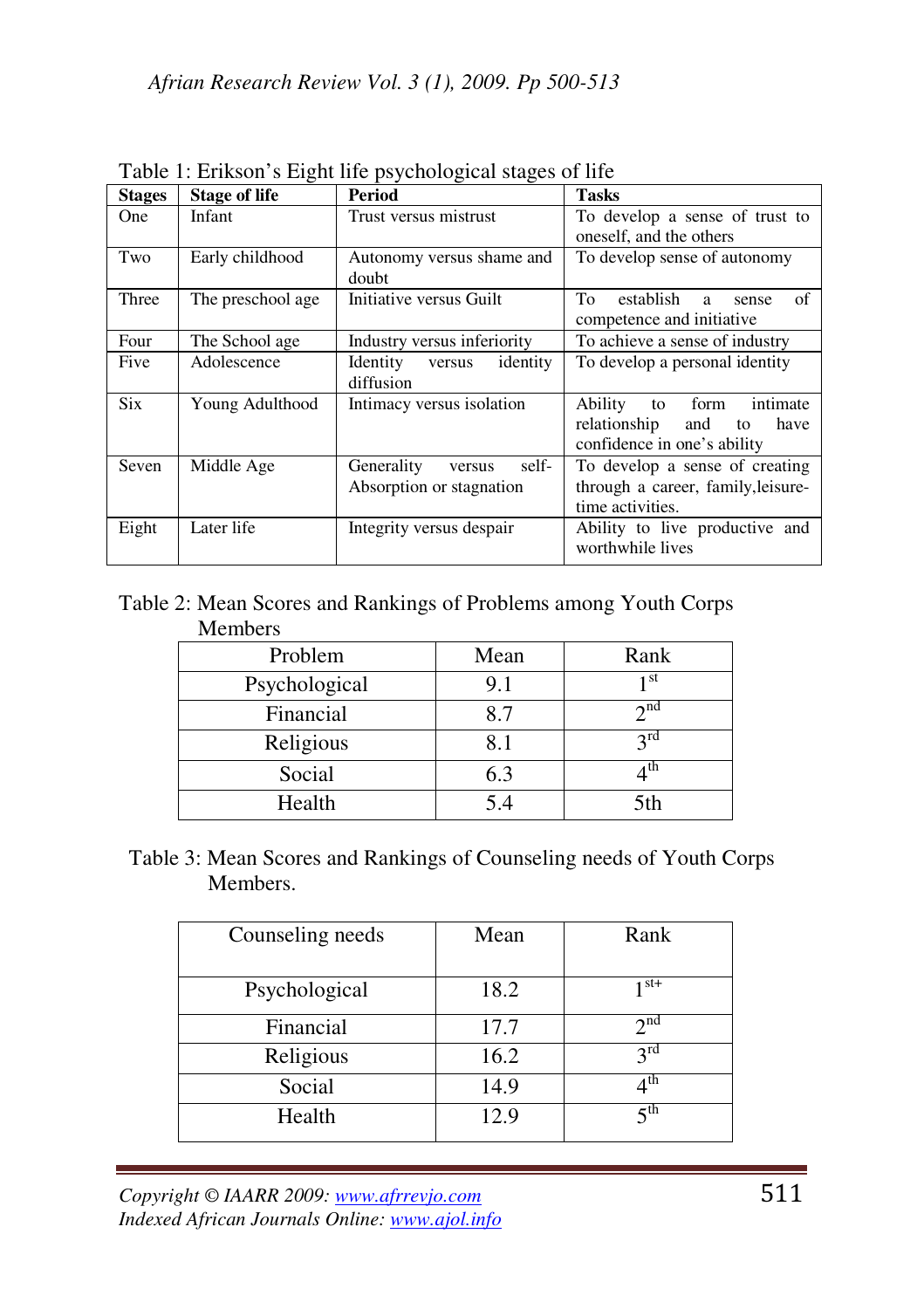Table 1: Erikson's Eight life psychological stages of life

| Stages | Stage of life | Period | Tasks |
|---|---|---|---|
| One | Infant | Trust versus mistrust | To develop a sense of trust to oneself, and the others |
| Two | Early childhood | Autonomy versus shame and doubt | To develop sense of autonomy |
| Three | The preschool age | Initiative versus Guilt | To establish a sense of competence and initiative |
| Four | The School age | Industry versus inferiority | To achieve a sense of industry |
| Five | Adolescence | Identity versus identity diffusion | To develop a personal identity |
| Six | Young Adulthood | Intimacy versus isolation | Ability to form intimate relationship and to have confidence in one's ability |
| Seven | Middle Age | Generality versus self-Absorption or stagnation | To develop a sense of creating through a career, family,leisure-time activities. |
| Eight | Later life | Integrity versus despair | Ability to live productive and worthwhile lives |

Table 2: Mean Scores and Rankings of Problems among Youth Corps Members

| Problem | Mean | Rank |
|---|---|---|
| Psychological | 9.1 | 1st |
| Financial | 8.7 | 2nd |
| Religious | 8.1 | 3rd |
| Social | 6.3 | 4th |
| Health | 5.4 | 5th |

Table 3: Mean Scores and Rankings of Counseling needs of Youth Corps Members.

| Counseling needs | Mean | Rank |
|---|---|---|
| Psychological | 18.2 | 1st+ |
| Financial | 17.7 | 2nd |
| Religious | 16.2 | 3rd |
| Social | 14.9 | 4th |
| Health | 12.9 | 5th |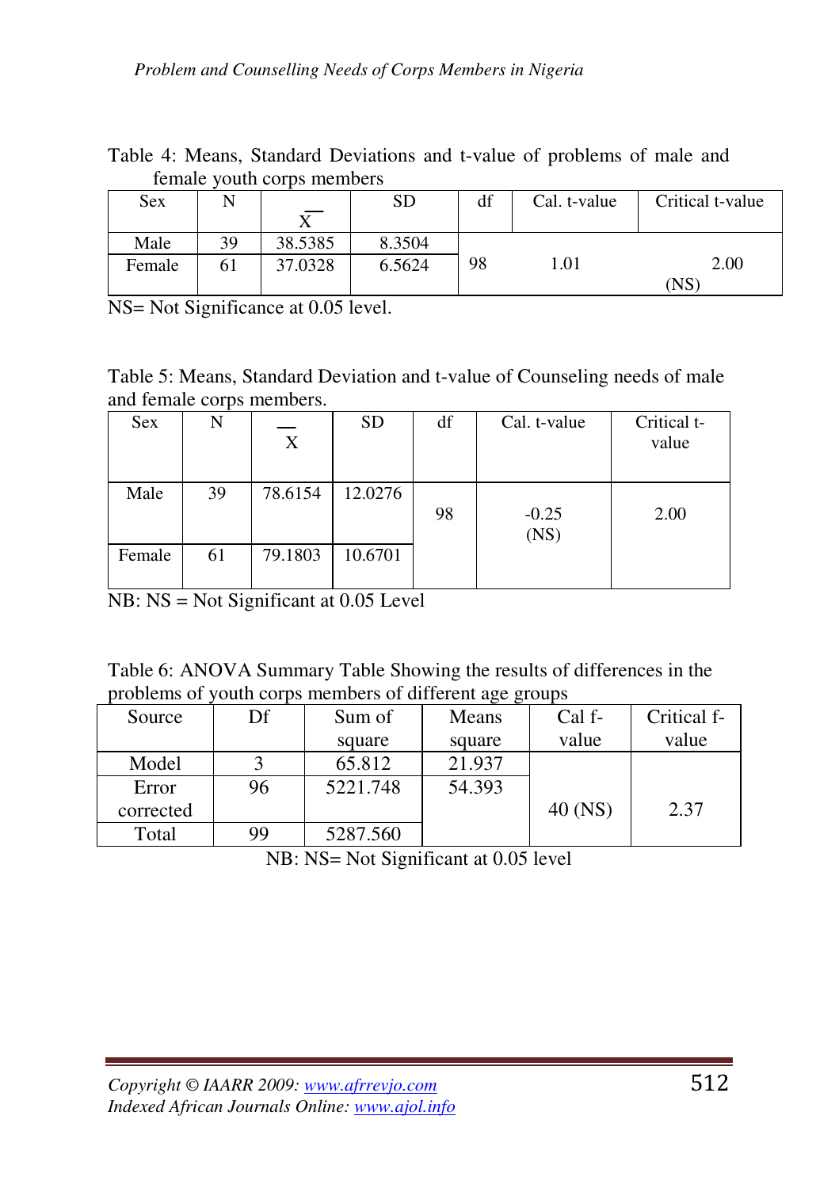Table 4: Means, Standard Deviations and t-value of problems of male and female youth corps members

| Sex | N | $\overline{X}$ | SD | df | Cal. t-value | Critical t-value |
|---|---|---|---|---|---|---|
| Male | 39 | 38.5385 | 8.3504 | | | |
| Female | 61 | 37.0328 | 6.5624 | 98 | 1.01 | 2.00 (NS) |

NS= Not Significance at 0.05 level.

Table 5: Means, Standard Deviation and t-value of Counseling needs of male and female corps members.

| Sex | N | $\overline{X}$ | SD | df | Cal. t-value | Critical t-value |
|---|---|---|---|---|---|---|
| Male | 39 | 78.6154 | 12.0276 | 98 | -0.25 (NS) | 2.00 |
| Female | 61 | 79.1803 | 10.6701 | | | |

NB: NS = Not Significant at 0.05 Level

Table 6: ANOVA Summary Table Showing the results of differences in the problems of youth corps members of different age groups

| Source | Df | Sum of square | Means square | Cal f-value | Critical f-value |
|---|---|---|---|---|---|
| Model | 3 | 65.812 | 21.937 | | |
| Error corrected | 96 | 5221.748 | 54.393 | 40 (NS) | 2.37 |
| Total | 99 | 5287.560 | | | |

NB: NS= Not Significant at 0.05 level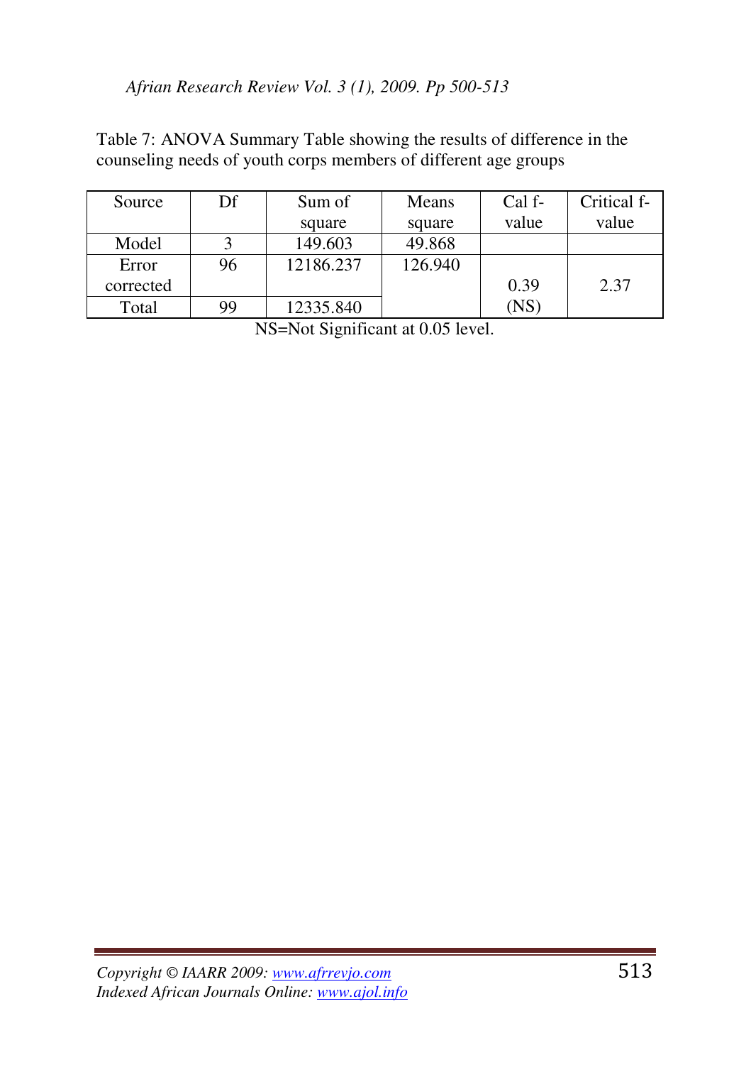Table 7: ANOVA Summary Table showing the results of difference in the counseling needs of youth corps members of different age groups

| Source | Df | Sum of square | Means square | Cal f-value | Critical f-value |
|---|---|---|---|---|---|
| Model | 3 | 149.603 | 49.868 | | |
| Error corrected | 96 | 12186.237 | 126.940 | 0.39 (NS) | 2.37 |
| Total | 99 | 12335.840 | | | |

NS=Not Significant at 0.05 level.